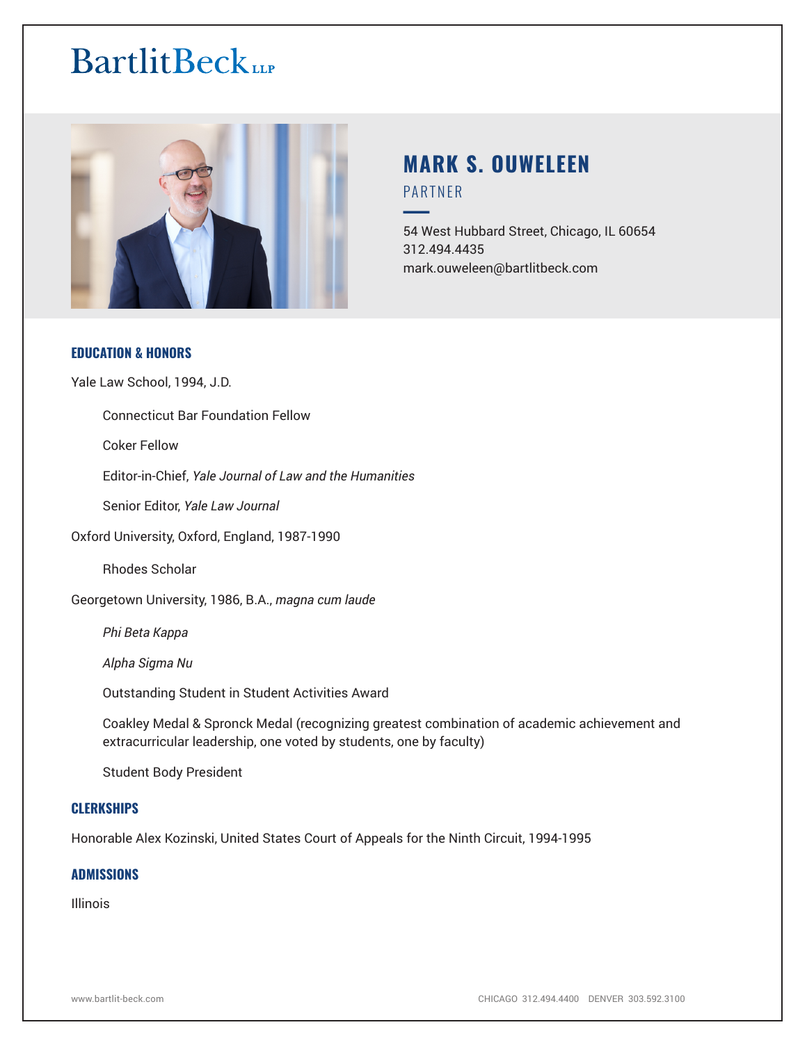# BartlitBeck LLP

## MARK S. OUWELEEN

PARTNER

54 West Hubbard Street, Chicago, IL 60654
312.494.4435
mark.ouweleen@bartlitbeck.com

### EDUCATION & HONORS

Yale Law School, 1994, J.D.

- Connecticut Bar Foundation Fellow
- Coker Fellow
- Editor-in-Chief, *Yale Journal of Law and the Humanities*
- Senior Editor, *Yale Law Journal*

Oxford University, Oxford, England, 1987-1990

- Rhodes Scholar

Georgetown University, 1986, B.A., *magna cum laude*

- *Phi Beta Kappa*
- *Alpha Sigma Nu*
- Outstanding Student in Student Activities Award
- Coakley Medal & Spronck Medal (recognizing greatest combination of academic achievement and extracurricular leadership, one voted by students, one by faculty)
- Student Body President

### CLERKSHIPS

Honorable Alex Kozinski, United States Court of Appeals for the Ninth Circuit, 1994-1995

### ADMISSIONS

Illinois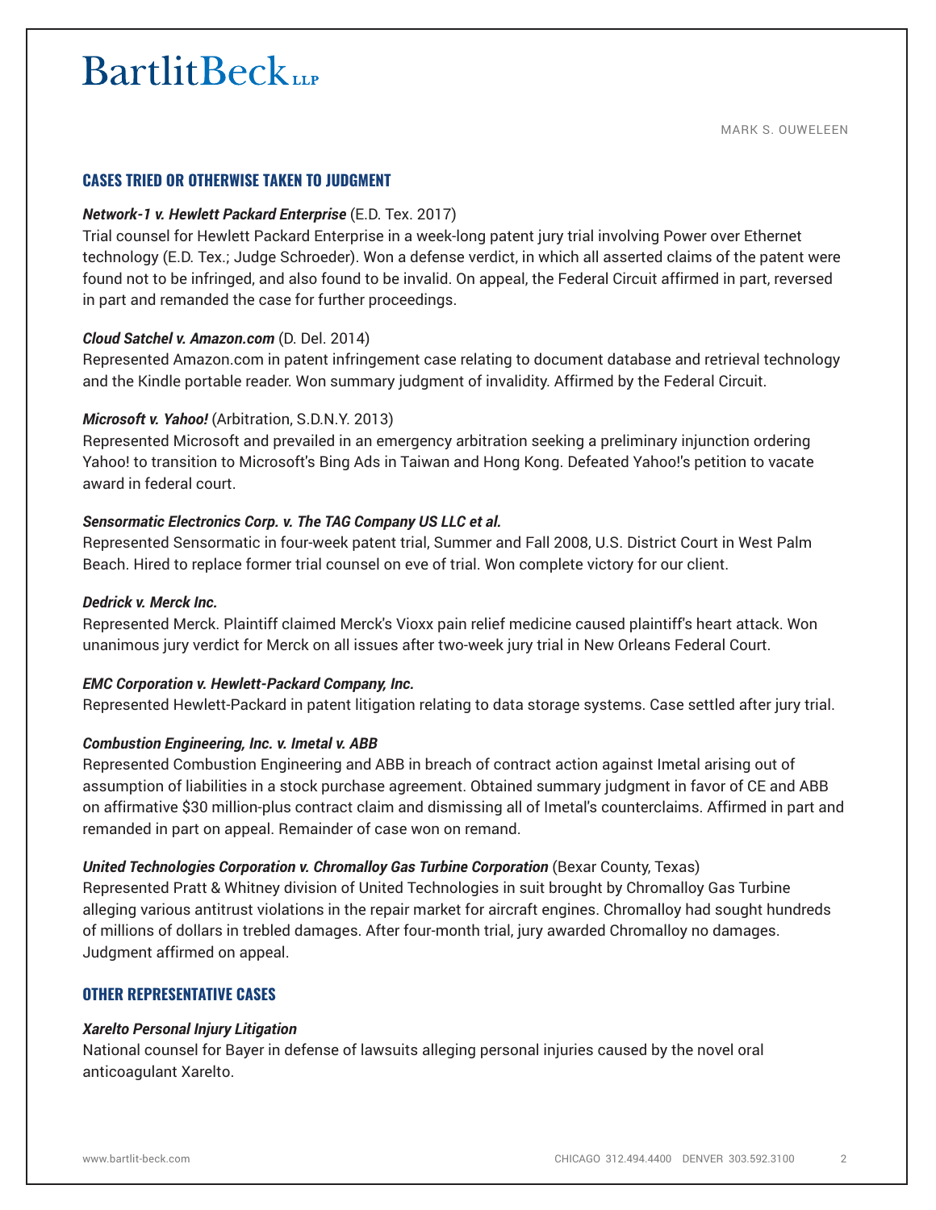## CASES TRIED OR OTHERWISE TAKEN TO JUDGMENT

***Network-1 v. Hewlett Packard Enterprise*** (E.D. Tex. 2017)
Trial counsel for Hewlett Packard Enterprise in a week-long patent jury trial involving Power over Ethernet technology (E.D. Tex.; Judge Schroeder). Won a defense verdict, in which all asserted claims of the patent were found not to be infringed, and also found to be invalid. On appeal, the Federal Circuit affirmed in part, reversed in part and remanded the case for further proceedings.

***Cloud Satchel v. Amazon.com*** (D. Del. 2014)
Represented Amazon.com in patent infringement case relating to document database and retrieval technology and the Kindle portable reader. Won summary judgment of invalidity. Affirmed by the Federal Circuit.

***Microsoft v. Yahoo!*** (Arbitration, S.D.N.Y. 2013)
Represented Microsoft and prevailed in an emergency arbitration seeking a preliminary injunction ordering Yahoo! to transition to Microsoft's Bing Ads in Taiwan and Hong Kong. Defeated Yahoo!'s petition to vacate award in federal court.

***Sensormatic Electronics Corp. v. The TAG Company US LLC et al.***
Represented Sensormatic in four-week patent trial, Summer and Fall 2008, U.S. District Court in West Palm Beach. Hired to replace former trial counsel on eve of trial. Won complete victory for our client.

***Dedrick v. Merck Inc.***
Represented Merck. Plaintiff claimed Merck's Vioxx pain relief medicine caused plaintiff's heart attack. Won unanimous jury verdict for Merck on all issues after two-week jury trial in New Orleans Federal Court.

***EMC Corporation v. Hewlett-Packard Company, Inc.***
Represented Hewlett-Packard in patent litigation relating to data storage systems. Case settled after jury trial.

***Combustion Engineering, Inc. v. Imetal v. ABB***
Represented Combustion Engineering and ABB in breach of contract action against Imetal arising out of assumption of liabilities in a stock purchase agreement. Obtained summary judgment in favor of CE and ABB on affirmative $30 million-plus contract claim and dismissing all of Imetal's counterclaims. Affirmed in part and remanded in part on appeal. Remainder of case won on remand.

***United Technologies Corporation v. Chromalloy Gas Turbine Corporation*** (Bexar County, Texas)
Represented Pratt & Whitney division of United Technologies in suit brought by Chromalloy Gas Turbine alleging various antitrust violations in the repair market for aircraft engines. Chromalloy had sought hundreds of millions of dollars in trebled damages. After four-month trial, jury awarded Chromalloy no damages. Judgment affirmed on appeal.

## OTHER REPRESENTATIVE CASES

***Xarelto Personal Injury Litigation***
National counsel for Bayer in defense of lawsuits alleging personal injuries caused by the novel oral anticoagulant Xarelto.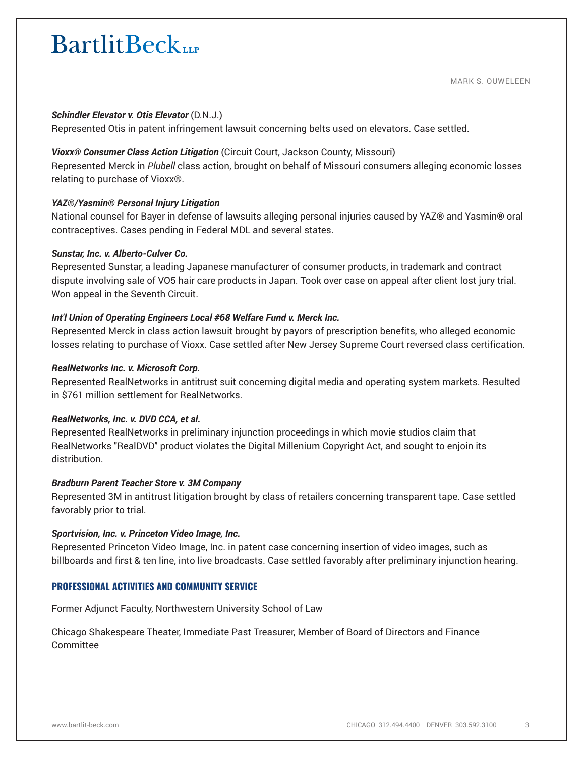***Schindler Elevator v. Otis Elevator*** (D.N.J.)
Represented Otis in patent infringement lawsuit concerning belts used on elevators. Case settled.

***Vioxx® Consumer Class Action Litigation*** (Circuit Court, Jackson County, Missouri)
Represented Merck in *Plubell* class action, brought on behalf of Missouri consumers alleging economic losses relating to purchase of Vioxx®.

***YAZ®/Yasmin® Personal Injury Litigation***
National counsel for Bayer in defense of lawsuits alleging personal injuries caused by YAZ® and Yasmin® oral contraceptives. Cases pending in Federal MDL and several states.

***Sunstar, Inc. v. Alberto-Culver Co.***
Represented Sunstar, a leading Japanese manufacturer of consumer products, in trademark and contract dispute involving sale of VO5 hair care products in Japan. Took over case on appeal after client lost jury trial. Won appeal in the Seventh Circuit.

***Int'l Union of Operating Engineers Local #68 Welfare Fund v. Merck Inc.***
Represented Merck in class action lawsuit brought by payors of prescription benefits, who alleged economic losses relating to purchase of Vioxx. Case settled after New Jersey Supreme Court reversed class certification.

***RealNetworks Inc. v. Microsoft Corp.***
Represented RealNetworks in antitrust suit concerning digital media and operating system markets. Resulted in $761 million settlement for RealNetworks.

***RealNetworks, Inc. v. DVD CCA, et al.***
Represented RealNetworks in preliminary injunction proceedings in which movie studios claim that RealNetworks "RealDVD" product violates the Digital Millenium Copyright Act, and sought to enjoin its distribution.

***Bradburn Parent Teacher Store v. 3M Company***
Represented 3M in antitrust litigation brought by class of retailers concerning transparent tape. Case settled favorably prior to trial.

***Sportvision, Inc. v. Princeton Video Image, Inc.***
Represented Princeton Video Image, Inc. in patent case concerning insertion of video images, such as billboards and first & ten line, into live broadcasts. Case settled favorably after preliminary injunction hearing.

## PROFESSIONAL ACTIVITIES AND COMMUNITY SERVICE

Former Adjunct Faculty, Northwestern University School of Law

Chicago Shakespeare Theater, Immediate Past Treasurer, Member of Board of Directors and Finance Committee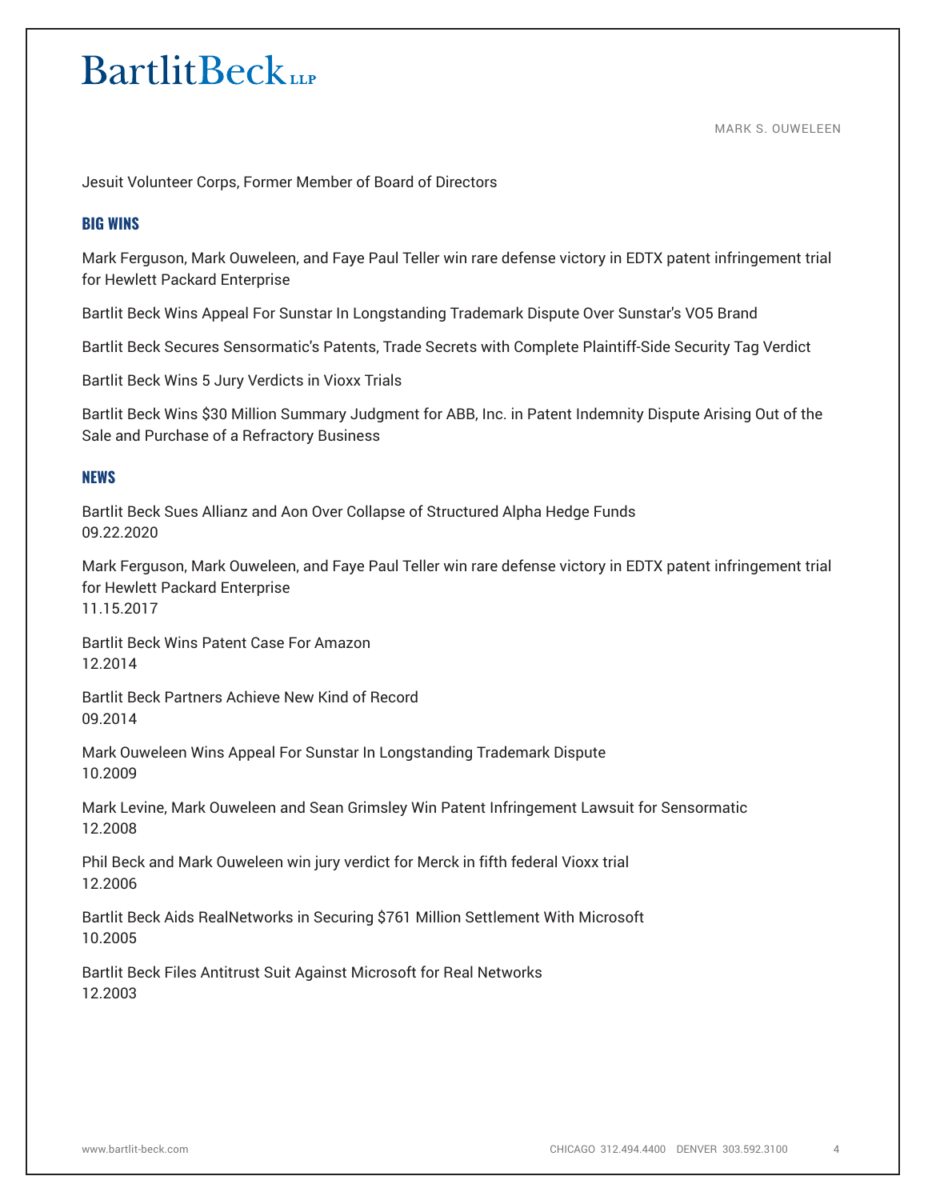Jesuit Volunteer Corps, Former Member of Board of Directors

## BIG WINS

Mark Ferguson, Mark Ouweleen, and Faye Paul Teller win rare defense victory in EDTX patent infringement trial for Hewlett Packard Enterprise

Bartlit Beck Wins Appeal For Sunstar In Longstanding Trademark Dispute Over Sunstar's VO5 Brand

Bartlit Beck Secures Sensormatic's Patents, Trade Secrets with Complete Plaintiff-Side Security Tag Verdict

Bartlit Beck Wins 5 Jury Verdicts in Vioxx Trials

Bartlit Beck Wins $30 Million Summary Judgment for ABB, Inc. in Patent Indemnity Dispute Arising Out of the Sale and Purchase of a Refractory Business

## NEWS

Bartlit Beck Sues Allianz and Aon Over Collapse of Structured Alpha Hedge Funds
09.22.2020

Mark Ferguson, Mark Ouweleen, and Faye Paul Teller win rare defense victory in EDTX patent infringement trial for Hewlett Packard Enterprise
11.15.2017

Bartlit Beck Wins Patent Case For Amazon
12.2014

Bartlit Beck Partners Achieve New Kind of Record
09.2014

Mark Ouweleen Wins Appeal For Sunstar In Longstanding Trademark Dispute
10.2009

Mark Levine, Mark Ouweleen and Sean Grimsley Win Patent Infringement Lawsuit for Sensormatic
12.2008

Phil Beck and Mark Ouweleen win jury verdict for Merck in fifth federal Vioxx trial
12.2006

Bartlit Beck Aids RealNetworks in Securing $761 Million Settlement With Microsoft
10.2005

Bartlit Beck Files Antitrust Suit Against Microsoft for Real Networks
12.2003